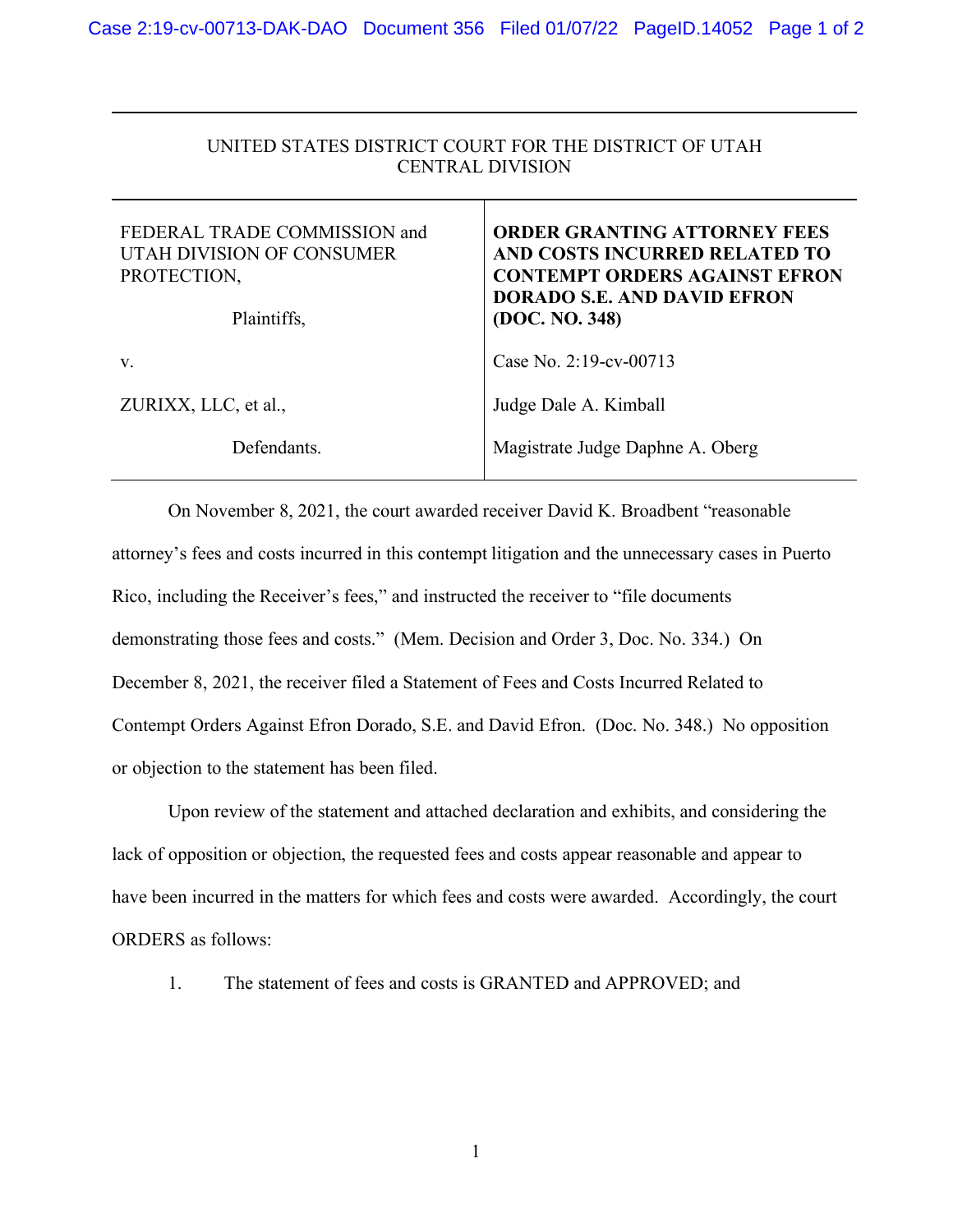UNITED STATES DISTRICT COURT FOR THE DISTRICT OF UTAH
CENTRAL DIVISION

| | |
|---|---|
| FEDERAL TRADE COMMISSION and UTAH DIVISION OF CONSUMER PROTECTION,<br><br>Plaintiffs, | **ORDER GRANTING ATTORNEY FEES AND COSTS INCURRED RELATED TO CONTEMPT ORDERS AGAINST EFRON DORADO S.E. AND DAVID EFRON (DOC. NO. 348)** |
| v. | Case No. 2:19-cv-00713 |
| ZURIXX, LLC, et al., | Judge Dale A. Kimball |
| Defendants. | Magistrate Judge Daphne A. Oberg |

On November 8, 2021, the court awarded receiver David K. Broadbent "reasonable attorney's fees and costs incurred in this contempt litigation and the unnecessary cases in Puerto Rico, including the Receiver's fees," and instructed the receiver to "file documents demonstrating those fees and costs." (Mem. Decision and Order 3, Doc. No. 334.) On December 8, 2021, the receiver filed a Statement of Fees and Costs Incurred Related to Contempt Orders Against Efron Dorado, S.E. and David Efron. (Doc. No. 348.) No opposition or objection to the statement has been filed.

Upon review of the statement and attached declaration and exhibits, and considering the lack of opposition or objection, the requested fees and costs appear reasonable and appear to have been incurred in the matters for which fees and costs were awarded. Accordingly, the court ORDERS as follows:

1. The statement of fees and costs is GRANTED and APPROVED; and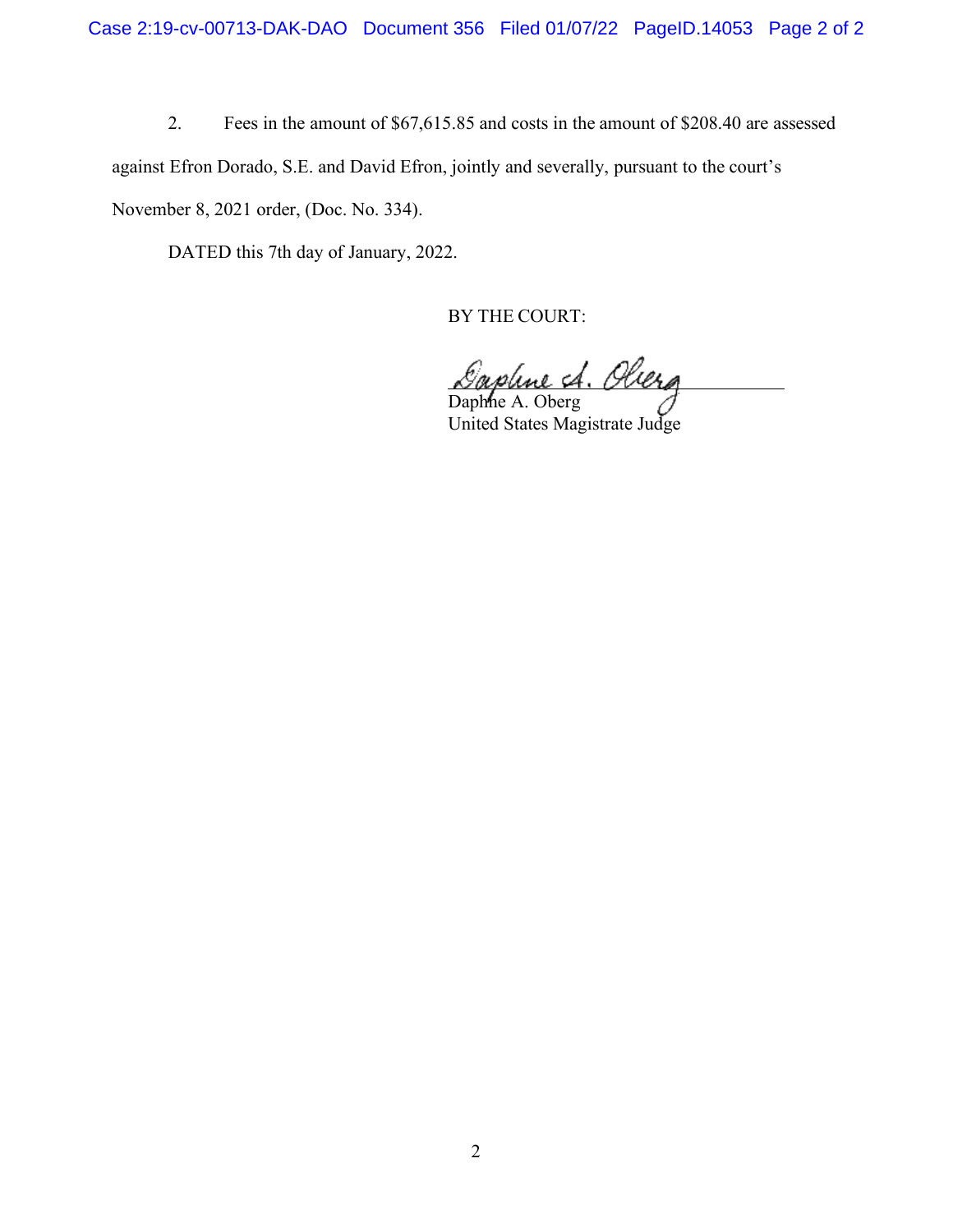2. Fees in the amount of $67,615.85 and costs in the amount of $208.40 are assessed against Efron Dorado, S.E. and David Efron, jointly and severally, pursuant to the court's November 8, 2021 order, (Doc. No. 334).

DATED this 7th day of January, 2022.

BY THE COURT:

Daphne A. Oberg
United States Magistrate Judge